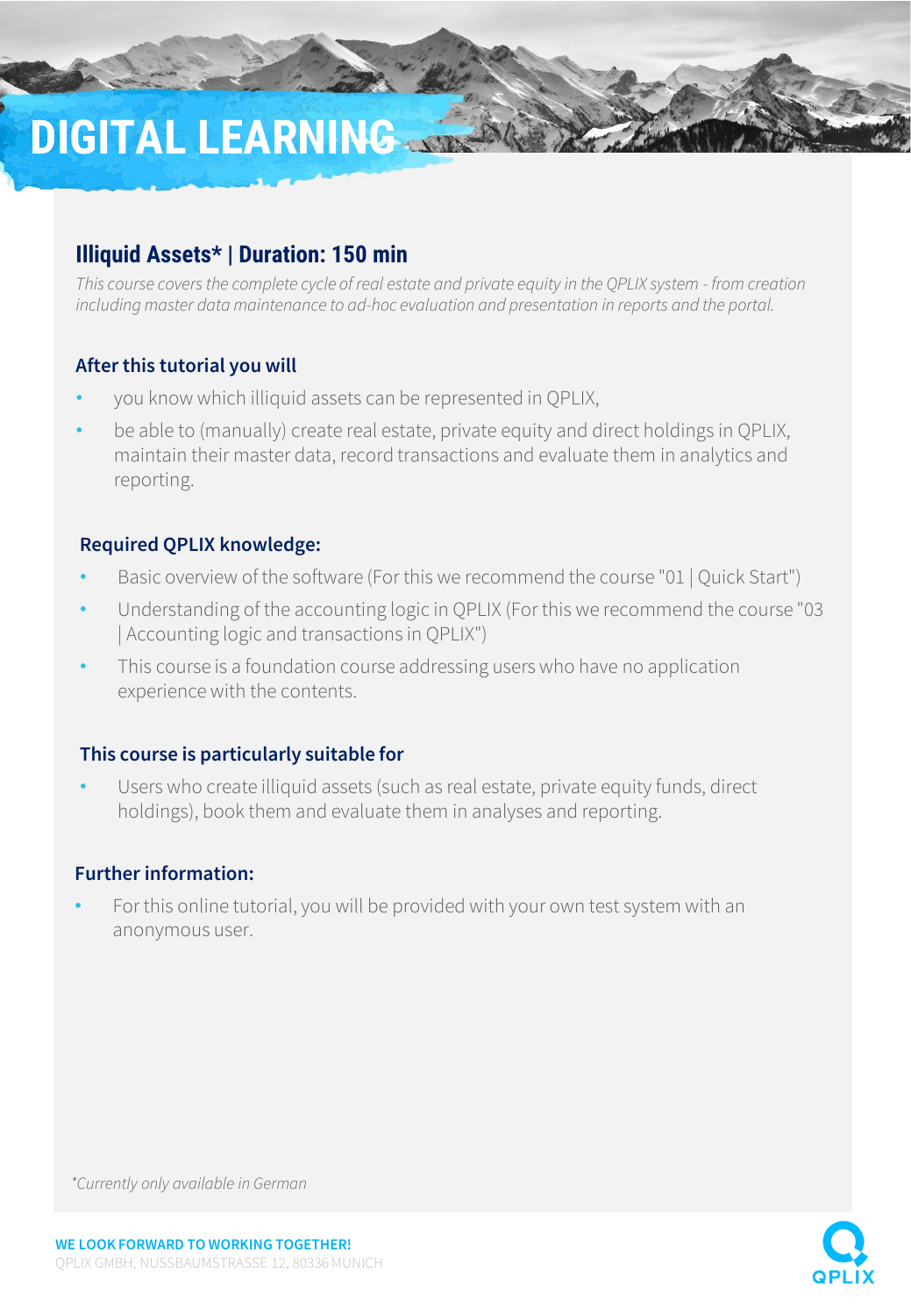# DIGITAL LEARNING

## Illiquid Assets* | Duration: 150 min

*This course covers the complete cycle of real estate and private equity in the QPLIX system - from creation including master data maintenance to ad-hoc evaluation and presentation in reports and the portal.*

### After this tutorial you will

- you know which illiquid assets can be represented in QPLIX,
- be able to (manually) create real estate, private equity and direct holdings in QPLIX, maintain their master data, record transactions and evaluate them in analytics and reporting.

### Required QPLIX knowledge:

- Basic overview of the software (For this we recommend the course "01 | Quick Start")
- Understanding of the accounting logic in QPLIX (For this we recommend the course "03 | Accounting logic and transactions in QPLIX")
- This course is a foundation course addressing users who have no application experience with the contents.

### This course is particularly suitable for

- Users who create illiquid assets (such as real estate, private equity funds, direct holdings), book them and evaluate them in analyses and reporting.

### Further information:

- For this online tutorial, you will be provided with your own test system with an anonymous user.

*\*Currently only available in German*

**WE LOOK FORWARD TO WORKING TOGETHER!**
QPLIX GMBH, NUSSBAUMSTRASSE 12, 80336 MUNICH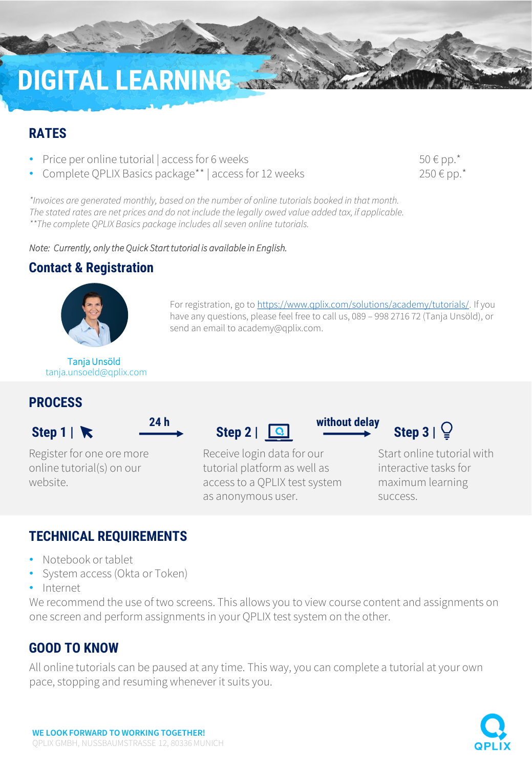# DIGITAL LEARNING

## RATES

- Price per online tutorial | access for 6 weeks — 50 € pp.*
- Complete QPLIX Basics package** | access for 12 weeks — 250 € pp.*

*\*Invoices are generated monthly, based on the number of online tutorials booked in that month.*
*The stated rates are net prices and do not include the legally owed value added tax, if applicable.*
*\*\*The complete QPLIX Basics package includes all seven online tutorials.*

*Note: Currently, only the Quick Start tutorial is available in English.*

## Contact & Registration

Tanja Unsöld
tanja.unsoeld@qplix.com

For registration, go to https://www.qplix.com/solutions/academy/tutorials/. If you have any questions, please feel free to call us, 089 – 998 2716 72 (Tanja Unsöld), or send an email to academy@qplix.com.

## PROCESS

**Step 1 |** Register for one ore more online tutorial(s) on our website.

→ 24 h

**Step 2 |** Receive login data for our tutorial platform as well as access to a QPLIX test system as anonymous user.

→ without delay

**Step 3 |** Start online tutorial with interactive tasks for maximum learning success.

## TECHNICAL REQUIREMENTS

- Notebook or tablet
- System access (Okta or Token)
- Internet

We recommend the use of two screens. This allows you to view course content and assignments on one screen and perform assignments in your QPLIX test system on the other.

## GOOD TO KNOW

All online tutorials can be paused at any time. This way, you can complete a tutorial at your own pace, stopping and resuming whenever it suits you.

**WE LOOK FORWARD TO WORKING TOGETHER!**
QPLIX GMBH, NUSSBAUMSTRASSE 12, 80336 MUNICH